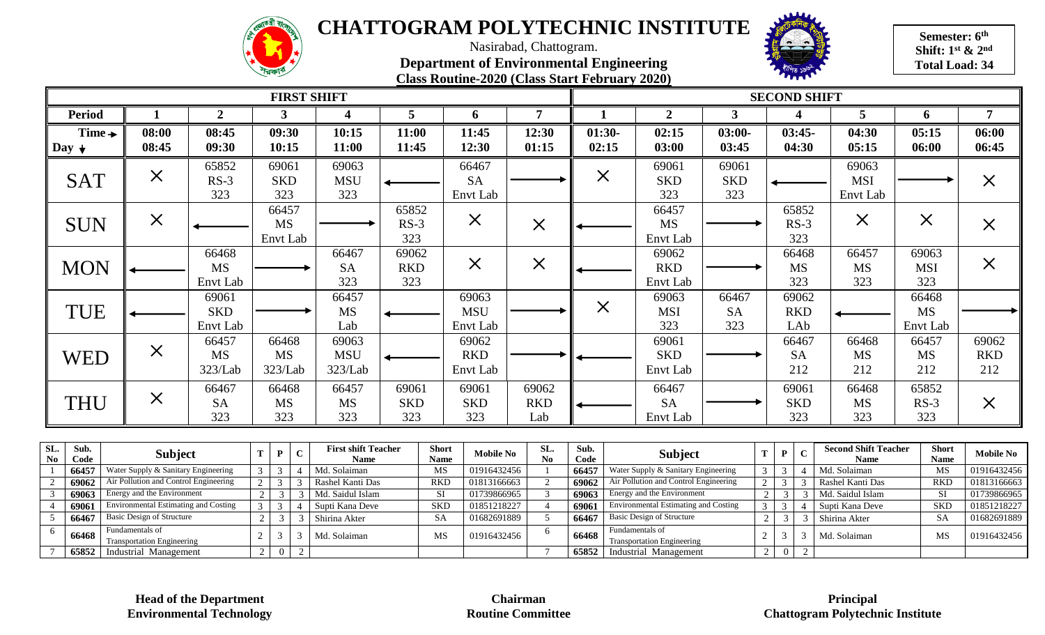# CHATTOGRAM POLYTECHNIC INSTITUTE

Nasirabad, Chattogram.

**Department of Environmental Engineering**

**Class Routine-2020 (Class Start February 2020)**

**Semester: 6th**
**Shift: 1st & 2nd**
**Total Load: 34**

| | FIRST SHIFT | | | | | | | SECOND SHIFT | | | | | | |
|---|---|---|---|---|---|---|---|---|---|---|---|---|---|---|
| **Period** | **1** | **2** | **3** | **4** | **5** | **6** | **7** | **1** | **2** | **3** | **4** | **5** | **6** | **7** |
| **Time → / Day ↓** | **08:00 08:45** | **08:45 09:30** | **09:30 10:15** | **10:15 11:00** | **11:00 11:45** | **11:45 12:30** | **12:30 01:15** | **01:30- 02:15** | **02:15 03:00** | **03:00- 03:45** | **03:45- 04:30** | **04:30 05:15** | **05:15 06:00** | **06:00 06:45** |
| SAT | × | 65852 RS-3 323 | 69061 SKD 323 | 69063 MSU 323 | ← | 66467 SA Envt Lab | → | × | 69061 SKD 323 | 69061 SKD 323 | ← | 69063 MSI Envt Lab | → | × |
| SUN | × | ← | 66457 MS Envt Lab | → | 65852 RS-3 323 | × | × | ← | 66457 MS Envt Lab | → | 65852 RS-3 323 | × | × | × |
| MON | ← | 66468 MS Envt Lab | → | 66467 SA 323 | 69062 RKD 323 | × | × | ← | 69062 RKD Envt Lab | → | 66468 MS 323 | 66457 MS 323 | 69063 MSI 323 | × |
| TUE | ← | 69061 SKD Envt Lab | → | 66457 MS Lab | ← | 69063 MSU Envt Lab | → | × | 69063 MSI 323 | 66467 SA 323 | 69062 RKD LAb | ← | 66468 MS Envt Lab | → |
| WED | × | 66457 MS 323/Lab | 66468 MS 323/Lab | 69063 MSU 323/Lab | ← | 69062 RKD Envt Lab | → | ← | 69061 SKD Envt Lab | → | 66467 SA 212 | 66468 MS 212 | 66457 MS 212 | 69062 RKD 212 |
| THU | × | 66467 SA 323 | 66468 MS 323 | 66457 MS 323 | 69061 SKD 323 | 69061 SKD 323 | 69062 RKD Lab | ← | 66467 SA Envt Lab | → | 69061 SKD 323 | 66468 MS 323 | 65852 RS-3 323 | × |

| SL. No | Sub. Code | Subject | T | P | C | First shift Teacher Name | Short Name | Mobile No |
|---|---|---|---|---|---|---|---|---|
| 1 | 66457 | Water Supply & Sanitary Engineering | 3 | 3 | 4 | Md. Solaiman | MS | 01916432456 |
| 2 | 69062 | Air Pollution and Control Engineering | 2 | 3 | 3 | Rashel Kanti Das | RKD | 01813166663 |
| 3 | 69063 | Energy and the Environment | 2 | 3 | 3 | Md. Saidul Islam | SI | 01739866965 |
| 4 | 69061 | Environmental Estimating and Costing | 3 | 3 | 4 | Supti Kana Deve | SKD | 01851218227 |
| 5 | 66467 | Basic Design of Structure | 2 | 3 | 3 | Shirina Akter | SA | 01682691889 |
| 6 | 66468 | Fundamentals of Transportation Engineering | 2 | 3 | 3 | Md. Solaiman | MS | 01916432456 |
| 7 | 65852 | Industrial Management | 2 | 0 | 2 | | | |

| SL. No | Sub. Code | Subject | T | P | C | Second Shift Teacher Name | Short Name | Mobile No |
|---|---|---|---|---|---|---|---|---|
| 1 | 66457 | Water Supply & Sanitary Engineering | 3 | 3 | 4 | Md. Solaiman | MS | 01916432456 |
| 2 | 69062 | Air Pollution and Control Engineering | 2 | 3 | 3 | Rashel Kanti Das | RKD | 01813166663 |
| 3 | 69063 | Energy and the Environment | 2 | 3 | 3 | Md. Saidul Islam | SI | 01739866965 |
| 4 | 69061 | Environmental Estimating and Costing | 3 | 3 | 4 | Supti Kana Deve | SKD | 01851218227 |
| 5 | 66467 | Basic Design of Structure | 2 | 3 | 3 | Shirina Akter | SA | 01682691889 |
| 6 | 66468 | Fundamentals of Transportation Engineering | 2 | 3 | 3 | Md. Solaiman | MS | 01916432456 |
| 7 | 65852 | Industrial Management | 2 | 0 | 2 | | | |

**Head of the Department**
**Environmental Technology**

**Chairman**
**Routine Committee**

**Principal**
**Chattogram Polytechnic Institute**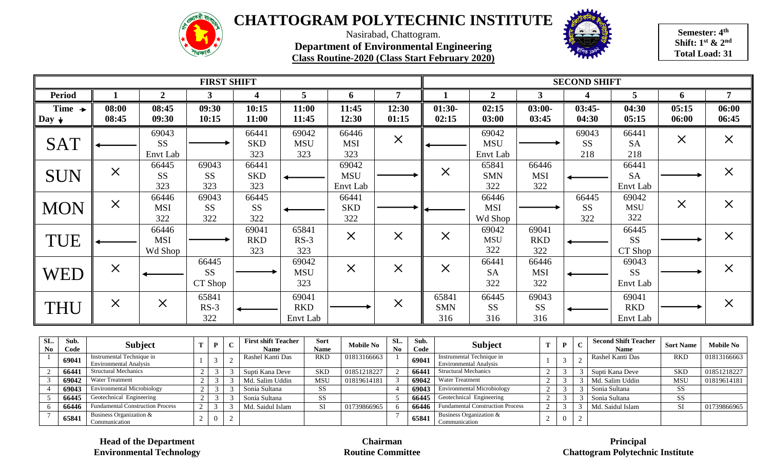# CHATTOGRAM POLYTECHNIC INSTITUTE

Nasirabad, Chattogram.

**Department of Environmental Engineering**

**Class Routine-2020 (Class Start February 2020)**

**Semester: 4th**
**Shift: 1st & 2nd**
**Total Load: 31**

| | FIRST SHIFT | | | | | | | SECOND SHIFT | | | | | | |
|---|---|---|---|---|---|---|---|---|---|---|---|---|---|---|
| **Period** | **1** | **2** | **3** | **4** | **5** | **6** | **7** | **1** | **2** | **3** | **4** | **5** | **6** | **7** |
| **Time → Day ↓** | **08:00 08:45** | **08:45 09:30** | **09:30 10:15** | **10:15 11:00** | **11:00 11:45** | **11:45 12:30** | **12:30 01:15** | **01:30- 02:15** | **02:15 03:00** | **03:00- 03:45** | **03:45- 04:30** | **04:30 05:15** | **05:15 06:00** | **06:00 06:45** |
| **SAT** | ← | 69043 SS Envt Lab | → | 66441 SKD 323 | 69042 MSU 323 | 66446 MSI 323 | × | ← | 69042 MSU Envt Lab | → | 69043 SS 218 | 66441 SA 218 | × | × |
| **SUN** | × | 66445 SS 323 | 69043 SS 323 | 66441 SKD 323 | ← | 69042 MSU Envt Lab | → | × | 65841 SMN 322 | 66446 MSI 322 | ← | 66441 SA Envt Lab | → | × |
| **MON** | × | 66446 MSI 322 | 69043 SS 322 | 66445 SS 322 | ← | 66441 SKD 322 | → | ← | 66446 MSI Wd Shop | → | 66445 SS 322 | 69042 MSU 322 | × | × |
| **TUE** | ← | 66446 MSI Wd Shop | → | 69041 RKD 323 | 65841 RS-3 323 | × | × | × | 69042 MSU 322 | 69041 RKD 322 | ← | 66445 SS CT Shop | → | × |
| **WED** | × | ← | 66445 SS CT Shop | → | 69042 MSU 323 | × | × | × | 66441 SA 322 | 66446 MSI 322 | ← | 69043 SS Envt Lab | → | × |
| **THU** | × | × | 65841 RS-3 322 | ← | 69041 RKD Envt Lab | → | × | 65841 SMN 316 | 66445 SS 316 | 69043 SS 316 | ← | 69041 RKD Envt Lab | → | × |

| SL. No | Sub. Code | Subject | T | P | C | First shift Teacher Name | Sort Name | Mobile No | SL. No | Sub. Code | Subject | T | P | C | Second Shift Teacher Name | Sort Name | Mobile No |
|---|---|---|---|---|---|---|---|---|---|---|---|---|---|---|---|---|---|
| 1 | 69041 | Instrumental Technique in Environmental Analysis | 1 | 3 | 2 | Rashel Kanti Das | RKD | 01813166663 | 1 | 69041 | Instrumental Technique in Environmental Analysis | 1 | 3 | 2 | Rashel Kanti Das | RKD | 01813166663 |
| 2 | 66441 | Structural Mechanics | 2 | 3 | 3 | Supti Kana Deve | SKD | 01851218227 | 2 | 66441 | Structural Mechanics | 2 | 3 | 3 | Supti Kana Deve | SKD | 01851218227 |
| 3 | 69042 | Water Treatment | 2 | 3 | 3 | Md. Salim Uddin | MSU | 01819614181 | 3 | 69042 | Water Treatment | 2 | 3 | 3 | Md. Salim Uddin | MSU | 01819614181 |
| 4 | 69043 | Environmental Microbiology | 2 | 3 | 3 | Sonia Sultana | SS | | 4 | 69043 | Environmental Microbiology | 2 | 3 | 3 | Sonia Sultana | SS | |
| 5 | 66445 | Geotechnical Engineering | 2 | 3 | 3 | Sonia Sultana | SS | | 5 | 66445 | Geotechnical Engineering | 2 | 3 | 3 | Sonia Sultana | SS | |
| 6 | 66446 | Fundamental Construction Process | 2 | 3 | 3 | Md. Saidul Islam | SI | 01739866965 | 6 | 66446 | Fundamental Construction Process | 2 | 3 | 3 | Md. Saidul Islam | SI | 01739866965 |
| 7 | 65841 | Business Organization & Communication | 2 | 0 | 2 | | | | 7 | 65841 | Business Organization & Communication | 2 | 0 | 2 | | | |

**Head of the Department**
**Environmental Technology**

**Chairman**
**Routine Committee**

**Principal**
**Chattogram Polytechnic Institute**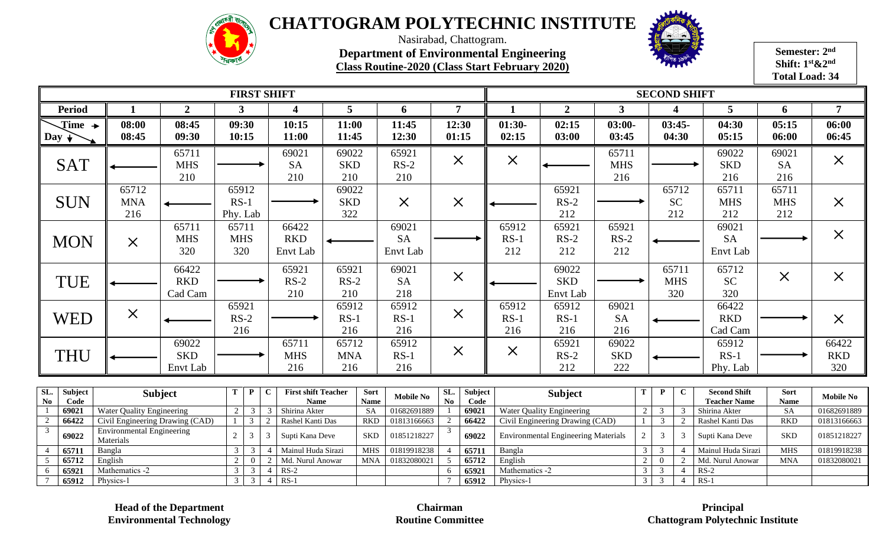# CHATTOGRAM POLYTECHNIC INSTITUTE

Nasirabad, Chattogram.

**Department of Environmental Engineering**

**Class Routine-2020 (Class Start February 2020)**

**Semester: 2nd**
**Shift: 1st&2nd**
**Total Load: 34**

| | FIRST SHIFT | | | | | | | SECOND SHIFT | | | | | | |
|---|---|---|---|---|---|---|---|---|---|---|---|---|---|---|
| **Period** | **1** | **2** | **3** | **4** | **5** | **6** | **7** | **1** | **2** | **3** | **4** | **5** | **6** | **7** |
| **Time → Day ↓** | **08:00 08:45** | **08:45 09:30** | **09:30 10:15** | **10:15 11:00** | **11:00 11:45** | **11:45 12:30** | **12:30 01:15** | **01:30- 02:15** | **02:15 03:00** | **03:00- 03:45** | **03:45- 04:30** | **04:30 05:15** | **05:15 06:00** | **06:00 06:45** |
| SAT | ← | 65711 MHS 210 | → | 69021 SA 210 | 69022 SKD 210 | 65921 RS-2 210 | × | × | ← | 65711 MHS 216 | → | 69022 SKD 216 | 69021 SA 216 | × |
| SUN | 65712 MNA 216 | ← | 65912 RS-1 Phy. Lab | → | 69022 SKD 322 | × | × | ← | 65921 RS-2 212 | → | 65712 SC 212 | 65711 MHS 212 | 65711 MHS 212 | × |
| MON | × | 65711 MHS 320 | 65711 MHS 320 | 66422 RKD Envt Lab | ← | 69021 SA Envt Lab | → | 65912 RS-1 212 | 65921 RS-2 212 | 65921 RS-2 212 | ← | 69021 SA Envt Lab | → | × |
| TUE | ← | 66422 RKD Cad Cam | → | 65921 RS-2 210 | 65921 RS-2 210 | 69021 SA 218 | × | ← | 69022 SKD Envt Lab | → | 65711 MHS 320 | 65712 SC 320 | × | × |
| WED | × | ← | 65921 RS-2 216 | → | 65912 RS-1 216 | 65912 RS-1 216 | × | 65912 RS-1 216 | 65912 RS-1 216 | 69021 SA 216 | ← | 66422 RKD Cad Cam | → | × |
| THU | ← | 69022 SKD Envt Lab | → | 65711 MHS 216 | 65712 MNA 216 | 65912 RS-1 216 | × | × | 65921 RS-2 212 | 69022 SKD 222 | ← | 65912 RS-1 Phy. Lab | → | 66422 RKD 320 |

| SL. No | Subject Code | Subject | T | P | C | First shift Teacher Name | Sort Name | Mobile No | SL. No | Subject Code | Subject | T | P | C | Second Shift Teacher Name | Sort Name | Mobile No |
|---|---|---|---|---|---|---|---|---|---|---|---|---|---|---|---|---|---|
| 1 | **69021** | Water Quality Engineering | 2 | 3 | 3 | Shirina Akter | SA | 01682691889 | 1 | **69021** | Water Quality Engineering | 2 | 3 | 3 | Shirina Akter | SA | 01682691889 |
| 2 | **66422** | Civil Engineering Drawing (CAD) | 1 | 3 | 2 | Rashel Kanti Das | RKD | 01813166663 | 2 | **66422** | Civil Engineering Drawing (CAD) | 1 | 3 | 2 | Rashel Kanti Das | RKD | 01813166663 |
| 3 | **69022** | Environmental Engineering Materials | 2 | 3 | 3 | Supti Kana Deve | SKD | 01851218227 | 3 | **69022** | Environmental Engineering Materials | 2 | 3 | 3 | Supti Kana Deve | SKD | 01851218227 |
| 4 | **65711** | Bangla | 3 | 3 | 4 | Mainul Huda Sirazi | MHS | 01819918238 | 4 | **65711** | Bangla | 3 | 3 | 4 | Mainul Huda Sirazi | MHS | 01819918238 |
| 5 | **65712** | English | 2 | 0 | 2 | Md. Nurul Anowar | MNA | 01832080021 | 5 | **65712** | English | 2 | 0 | 2 | Md. Nurul Anowar | MNA | 01832080021 |
| 6 | **65921** | Mathematics -2 | 3 | 3 | 4 | RS-2 | | | 6 | **65921** | Mathematics -2 | 3 | 3 | 4 | RS-2 | | |
| 7 | **65912** | Physics-1 | 3 | 3 | 4 | RS-1 | | | 7 | **65912** | Physics-1 | 3 | 3 | 4 | RS-1 | | |

**Head of the Department**
**Environmental Technology**

**Chairman**
**Routine Committee**

**Principal**
**Chattogram Polytechnic Institute**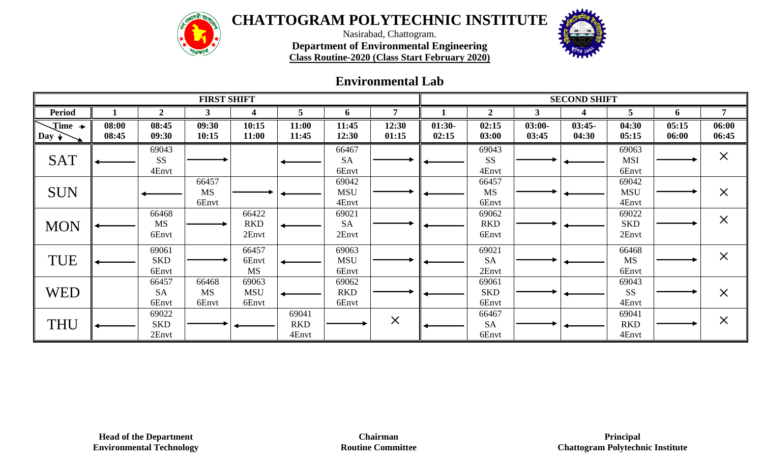# CHATTOGRAM POLYTECHNIC INSTITUTE

Nasirabad, Chattogram.

**Department of Environmental Engineering**

**Class Routine-2020 (Class Start February 2020)**

## Environmental Lab

| | FIRST SHIFT | | | | | | | SECOND SHIFT | | | | | | |
|---|---|---|---|---|---|---|---|---|---|---|---|---|---|---|
| **Period** | **1** | **2** | **3** | **4** | **5** | **6** | **7** | **1** | **2** | **3** | **4** | **5** | **6** | **7** |
| **Time → Day ↓** | **08:00 08:45** | **08:45 09:30** | **09:30 10:15** | **10:15 11:00** | **11:00 11:45** | **11:45 12:30** | **12:30 01:15** | **01:30- 02:15** | **02:15 03:00** | **03:00- 03:45** | **03:45- 04:30** | **04:30 05:15** | **05:15 06:00** | **06:00 06:45** |
| SAT | ← | 69043 SS 4Envt | → | | ← | 66467 SA 6Envt | → | ← | 69043 SS 4Envt | → | ← | 69063 MSI 6Envt | → | × |
| SUN | | ← | 66457 MS 6Envt | → | ← | 69042 MSU 4Envt | → | ← | 66457 MS 6Envt | → | ← | 69042 MSU 4Envt | → | × |
| MON | ← | 66468 MS 6Envt | → | 66422 RKD 2Envt | ← | 69021 SA 2Envt | → | ← | 69062 RKD 6Envt | → | ← | 69022 SKD 2Envt | → | × |
| TUE | ← | 69061 SKD 6Envt | → | 66457 6Envt MS | ← | 69063 MSU 6Envt | → | ← | 69021 SA 2Envt | → | ← | 66468 MS 6Envt | → | × |
| WED | | 66457 SA 6Envt | 66468 MS 6Envt | 69063 MSU 6Envt | ← | 69062 RKD 6Envt | → | ← | 69061 SKD 6Envt | → | ← | 69043 SS 4Envt | → | × |
| THU | ← | 69022 SKD 2Envt | → | ← | 69041 RKD 4Envt | → | × | ← | 66467 SA 6Envt | → | ← | 69041 RKD 4Envt | → | × |

**Head of the Department**
**Environmental Technology**

**Chairman**
**Routine Committee**

**Principal**
**Chattogram Polytechnic Institute**